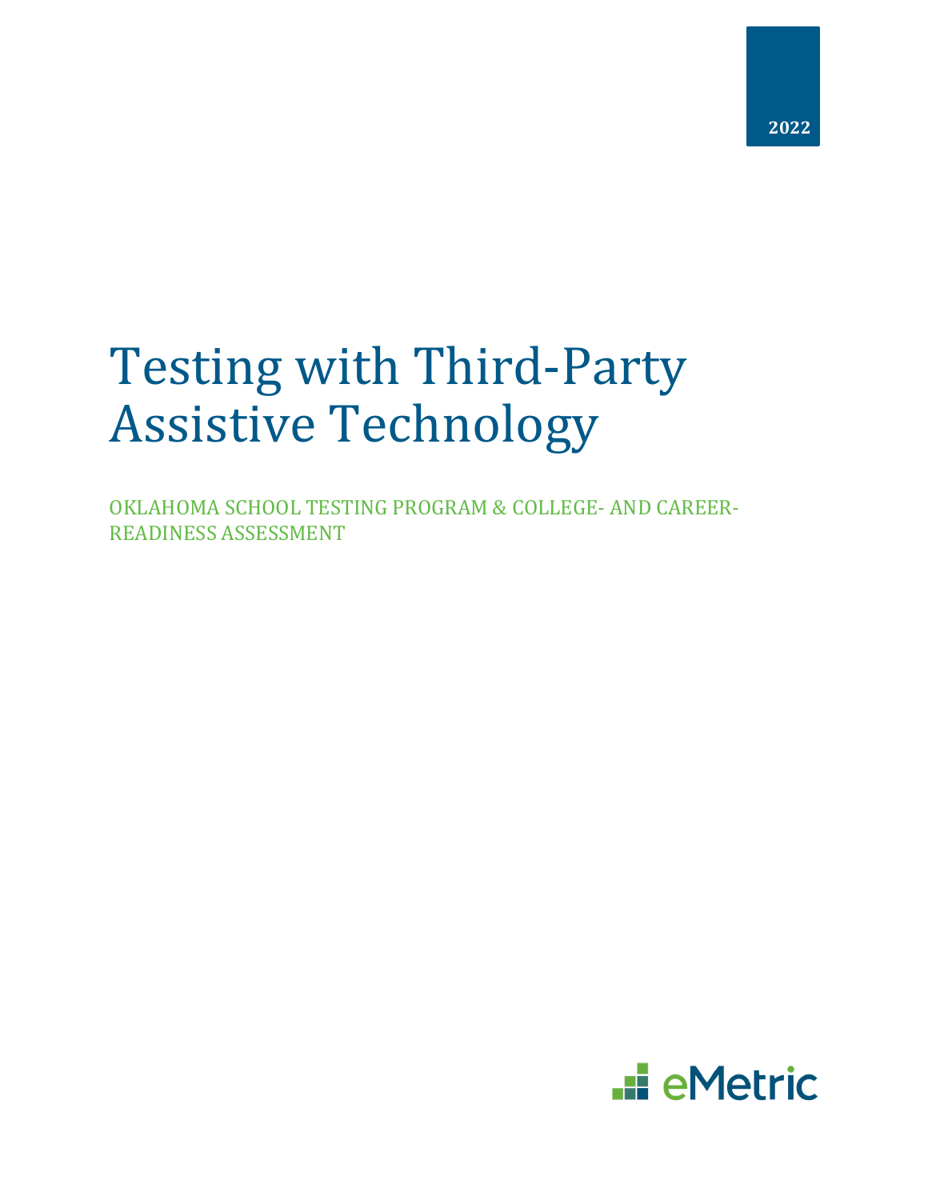2022

# Testing with Third-Party Assistive Technology

OKLAHOMA SCHOOL TESTING PROGRAM & COLLEGE- AND CAREER-READINESS ASSESSMENT

eMetric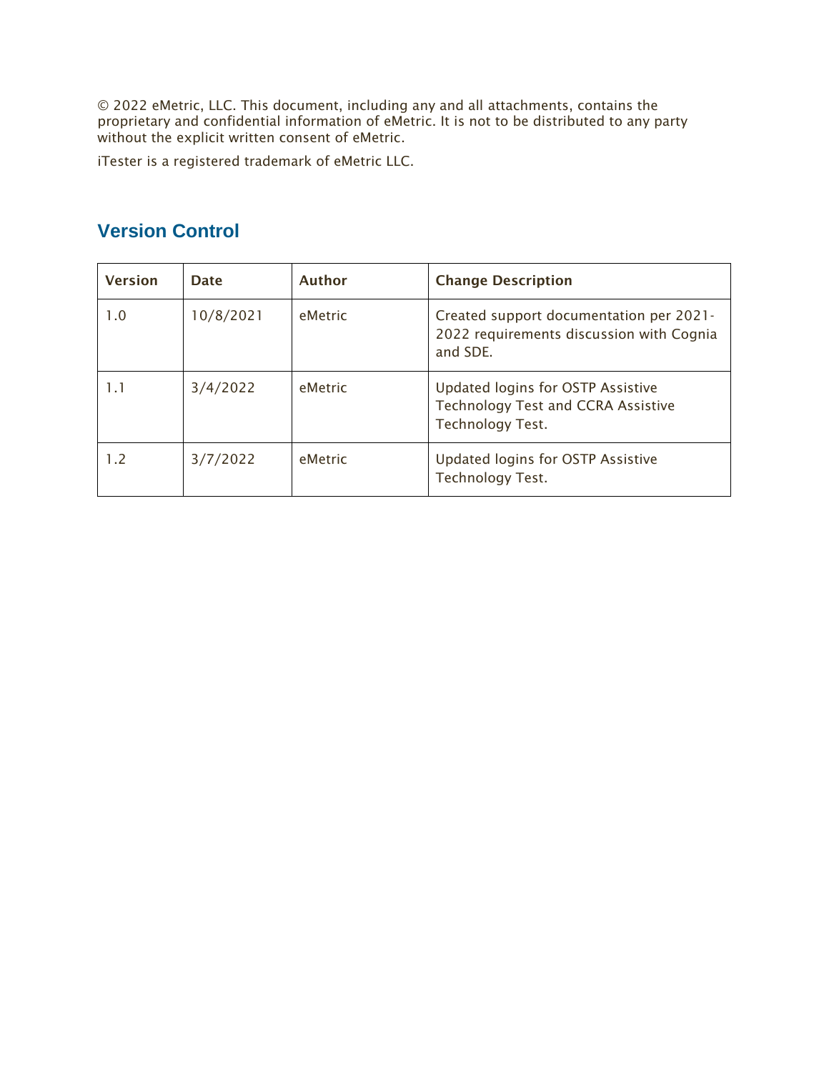© 2022 eMetric, LLC. This document, including any and all attachments, contains the proprietary and confidential information of eMetric. It is not to be distributed to any party without the explicit written consent of eMetric.

iTester is a registered trademark of eMetric LLC.

## Version Control

| Version | Date | Author | Change Description |
|---|---|---|---|
| 1.0 | 10/8/2021 | eMetric | Created support documentation per 2021-2022 requirements discussion with Cognia and SDE. |
| 1.1 | 3/4/2022 | eMetric | Updated logins for OSTP Assistive Technology Test and CCRA Assistive Technology Test. |
| 1.2 | 3/7/2022 | eMetric | Updated logins for OSTP Assistive Technology Test. |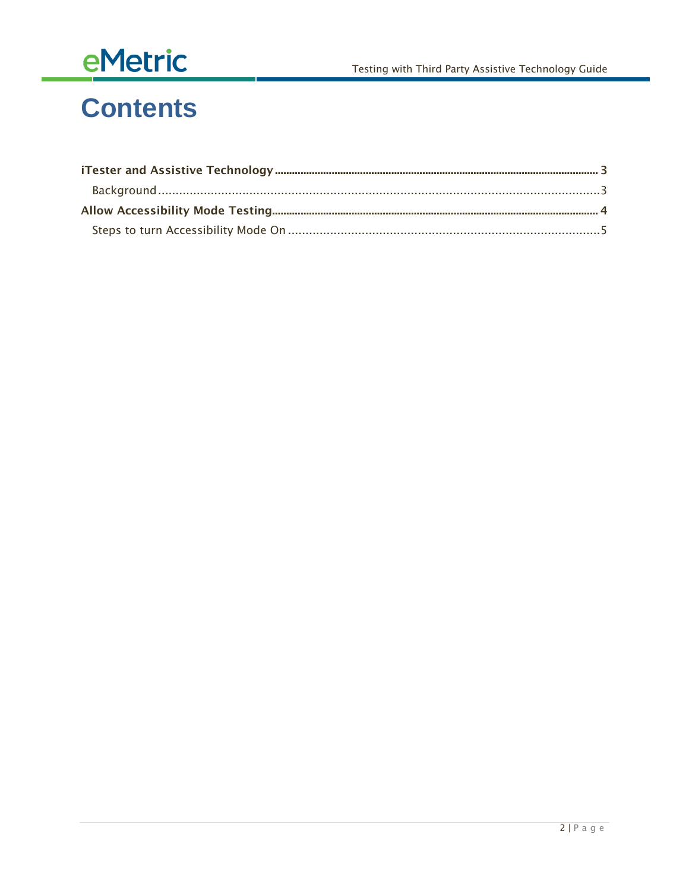# Contents

**iTester and Assistive Technology** .......... **3**

Background .......... 3

**Allow Accessibility Mode Testing** .......... **4**

Steps to turn Accessibility Mode On .......... 5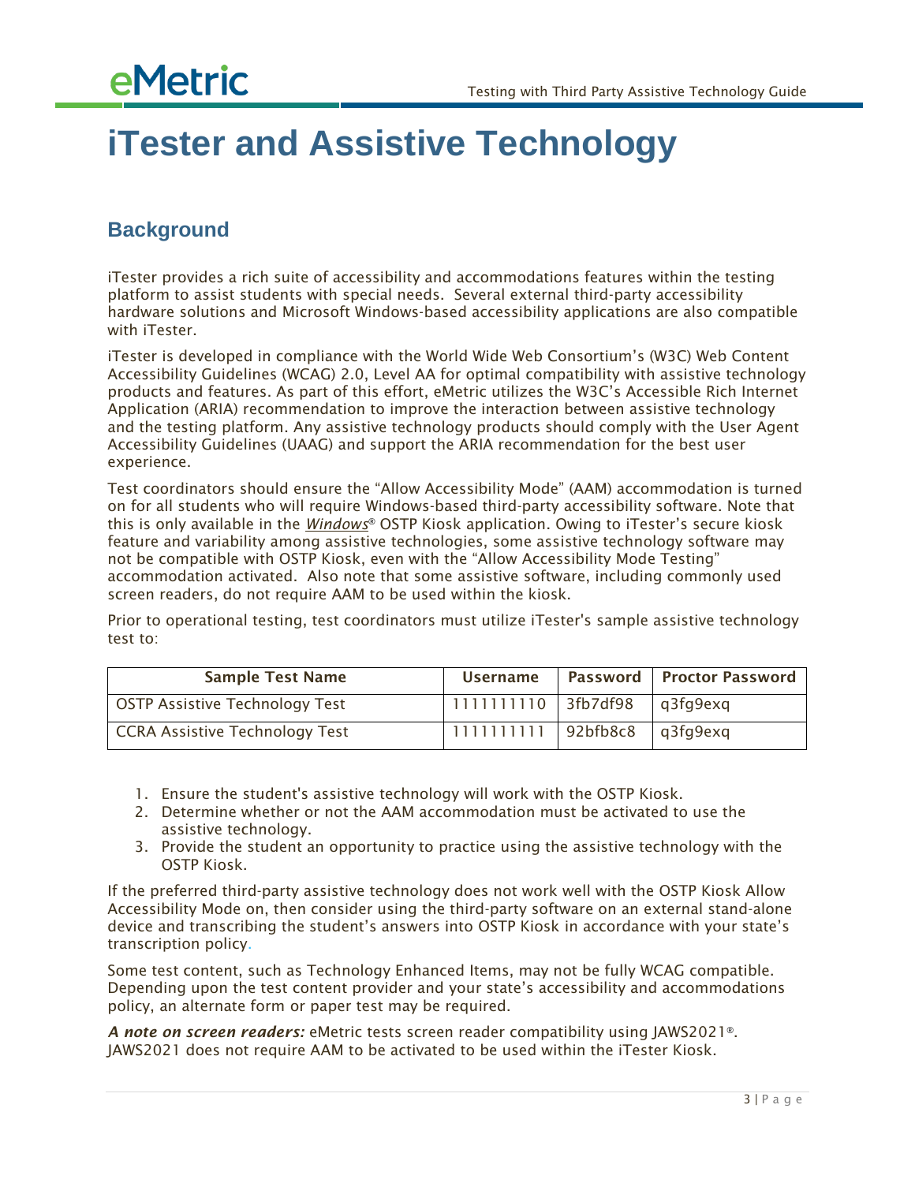# iTester and Assistive Technology

## Background

iTester provides a rich suite of accessibility and accommodations features within the testing platform to assist students with special needs. Several external third-party accessibility hardware solutions and Microsoft Windows-based accessibility applications are also compatible with iTester.

iTester is developed in compliance with the World Wide Web Consortium's (W3C) Web Content Accessibility Guidelines (WCAG) 2.0, Level AA for optimal compatibility with assistive technology products and features. As part of this effort, eMetric utilizes the W3C's Accessible Rich Internet Application (ARIA) recommendation to improve the interaction between assistive technology and the testing platform. Any assistive technology products should comply with the User Agent Accessibility Guidelines (UAAG) and support the ARIA recommendation for the best user experience.

Test coordinators should ensure the "Allow Accessibility Mode" (AAM) accommodation is turned on for all students who will require Windows-based third-party accessibility software. Note that this is only available in the *Windows*® OSTP Kiosk application. Owing to iTester's secure kiosk feature and variability among assistive technologies, some assistive technology software may not be compatible with OSTP Kiosk, even with the "Allow Accessibility Mode Testing" accommodation activated. Also note that some assistive software, including commonly used screen readers, do not require AAM to be used within the kiosk.

Prior to operational testing, test coordinators must utilize iTester's sample assistive technology test to:

| Sample Test Name | Username | Password | Proctor Password |
|---|---|---|---|
| OSTP Assistive Technology Test | 1111111110 | 3fb7df98 | q3fg9exq |
| CCRA Assistive Technology Test | 1111111111 | 92bfb8c8 | q3fg9exq |

1. Ensure the student's assistive technology will work with the OSTP Kiosk.
2. Determine whether or not the AAM accommodation must be activated to use the assistive technology.
3. Provide the student an opportunity to practice using the assistive technology with the OSTP Kiosk.

If the preferred third-party assistive technology does not work well with the OSTP Kiosk Allow Accessibility Mode on, then consider using the third-party software on an external stand-alone device and transcribing the student's answers into OSTP Kiosk in accordance with your state's transcription policy.

Some test content, such as Technology Enhanced Items, may not be fully WCAG compatible. Depending upon the test content provider and your state's accessibility and accommodations policy, an alternate form or paper test may be required.

***A note on screen readers:*** eMetric tests screen reader compatibility using JAWS2021®. JAWS2021 does not require AAM to be activated to be used within the iTester Kiosk.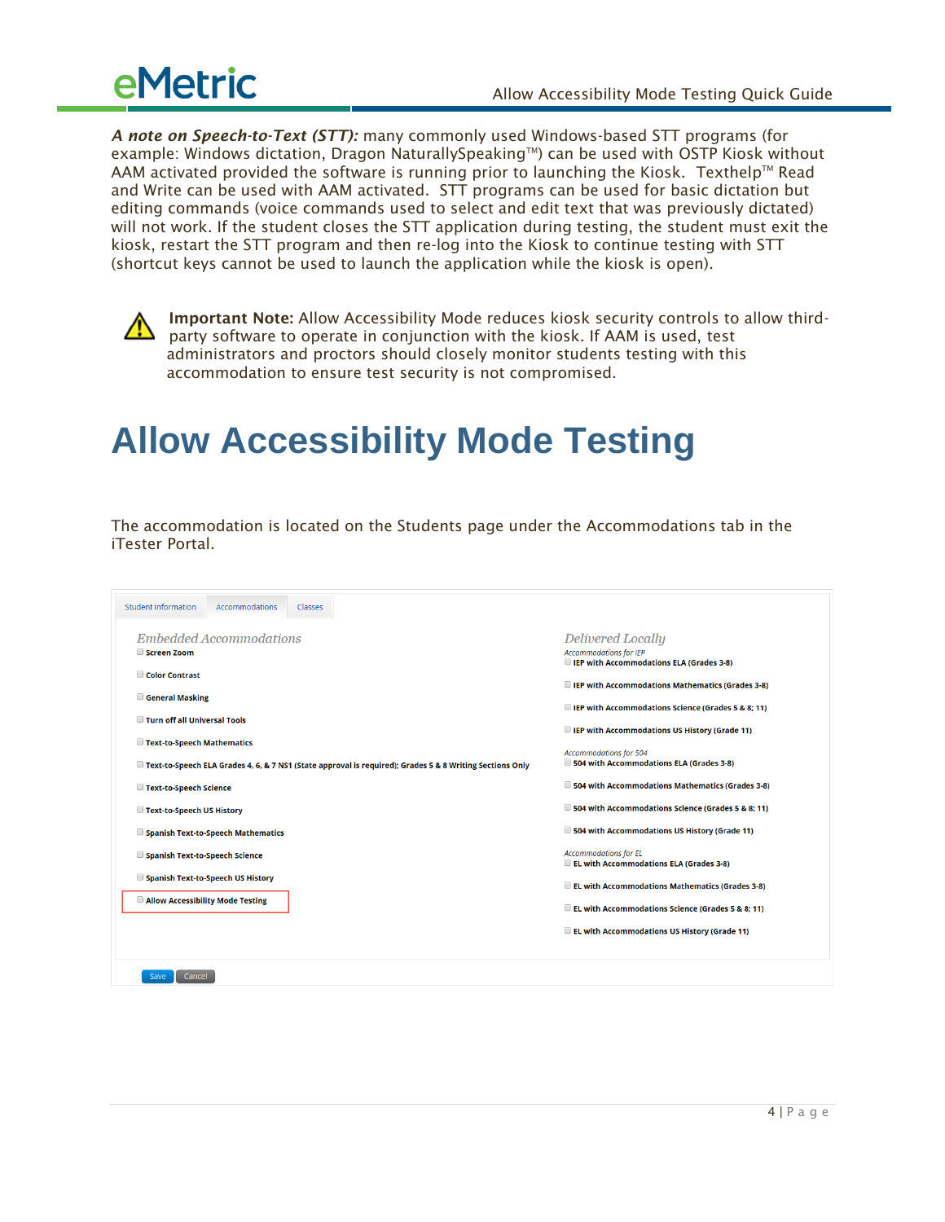***A note on Speech-to-Text (STT):*** many commonly used Windows-based STT programs (for example: Windows dictation, Dragon NaturallySpeaking™) can be used with OSTP Kiosk without AAM activated provided the software is running prior to launching the Kiosk. Texthelp™ Read and Write can be used with AAM activated. STT programs can be used for basic dictation but editing commands (voice commands used to select and edit text that was previously dictated) will not work. If the student closes the STT application during testing, the student must exit the kiosk, restart the STT program and then re-log into the Kiosk to continue testing with STT (shortcut keys cannot be used to launch the application while the kiosk is open).

⚠ **Important Note:** Allow Accessibility Mode reduces kiosk security controls to allow third-party software to operate in conjunction with the kiosk. If AAM is used, test administrators and proctors should closely monitor students testing with this accommodation to ensure test security is not compromised.

# Allow Accessibility Mode Testing

The accommodation is located on the Students page under the Accommodations tab in the iTester Portal.

Student Information | Accommodations | Classes

*Embedded Accommodations*

- ☐ Screen Zoom
- ☐ Color Contrast
- ☐ General Masking
- ☐ Turn off all Universal Tools
- ☐ Text-to-Speech Mathematics
- ☐ Text-to-Speech ELA Grades 4, 6, & 7 NS1 (State approval is required); Grades 5 & 8 Writing Sections Only
- ☐ Text-to-Speech Science
- ☐ Text-to-Speech US History
- ☐ Spanish Text-to-Speech Mathematics
- ☐ Spanish Text-to-Speech Science
- ☐ Spanish Text-to-Speech US History
- ☐ **Allow Accessibility Mode Testing**

*Delivered Locally*

*Accommodations for IEP*

- ☐ IEP with Accommodations ELA (Grades 3-8)
- ☐ IEP with Accommodations Mathematics (Grades 3-8)
- ☐ IEP with Accommodations Science (Grades 5 & 8; 11)
- ☐ IEP with Accommodations US History (Grade 11)

*Accommodations for 504*

- ☐ 504 with Accommodations ELA (Grades 3-8)
- ☐ 504 with Accommodations Mathematics (Grades 3-8)
- ☐ 504 with Accommodations Science (Grades 5 & 8; 11)
- ☐ 504 with Accommodations US History (Grade 11)

*Accommodations for EL*

- ☐ EL with Accommodations ELA (Grades 3-8)
- ☐ EL with Accommodations Mathematics (Grades 3-8)
- ☐ EL with Accommodations Science (Grades 5 & 8; 11)
- ☐ EL with Accommodations US History (Grade 11)

Save | Cancel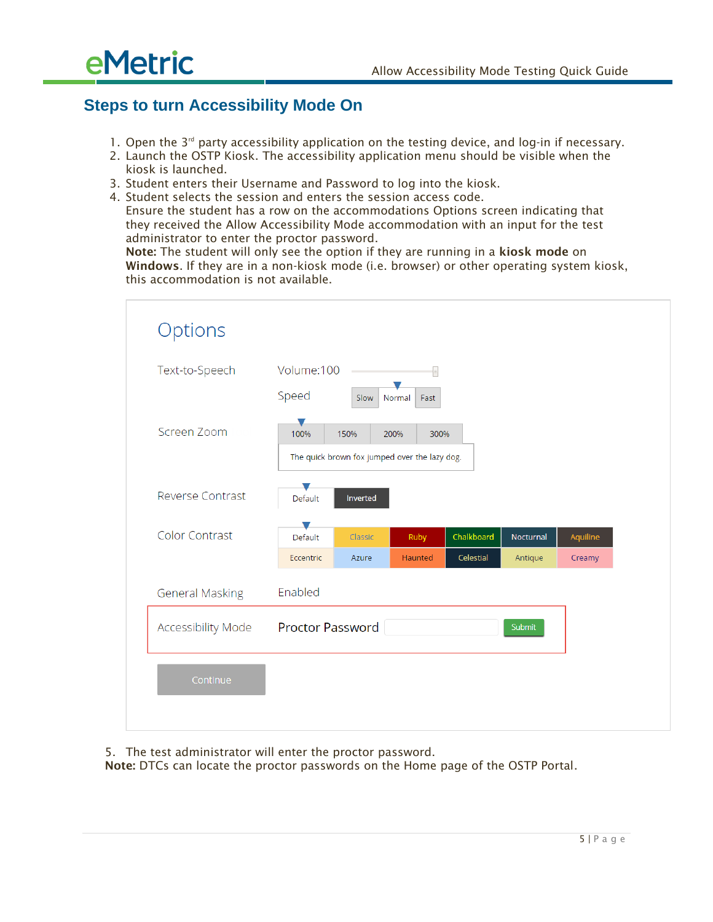## Steps to turn Accessibility Mode On

1. Open the 3rd party accessibility application on the testing device, and log-in if necessary.
2. Launch the OSTP Kiosk. The accessibility application menu should be visible when the kiosk is launched.
3. Student enters their Username and Password to log into the kiosk.
4. Student selects the session and enters the session access code.
   Ensure the student has a row on the accommodations Options screen indicating that they received the Allow Accessibility Mode accommodation with an input for the test administrator to enter the proctor password.
   **Note:** The student will only see the option if they are running in a **kiosk mode** on **Windows**. If they are in a non-kiosk mode (i.e. browser) or other operating system kiosk, this accommodation is not available.

Options

| Setting | Values |
| --- | --- |
| Text-to-Speech | Volume:100; Speed: Slow, Normal, Fast |
| Screen Zoom | 100%, 150%, 200%, 300% (The quick brown fox jumped over the lazy dog.) |
| Reverse Contrast | Default, Inverted |
| Color Contrast | Default, Classic, Ruby, Chalkboard, Nocturnal, Aquiline, Eccentric, Azure, Haunted, Celestial, Antique, Creamy |
| General Masking | Enabled |
| Accessibility Mode | Proctor Password [ ] Submit |

Continue

5. The test administrator will enter the proctor password.

**Note:** DTCs can locate the proctor passwords on the Home page of the OSTP Portal.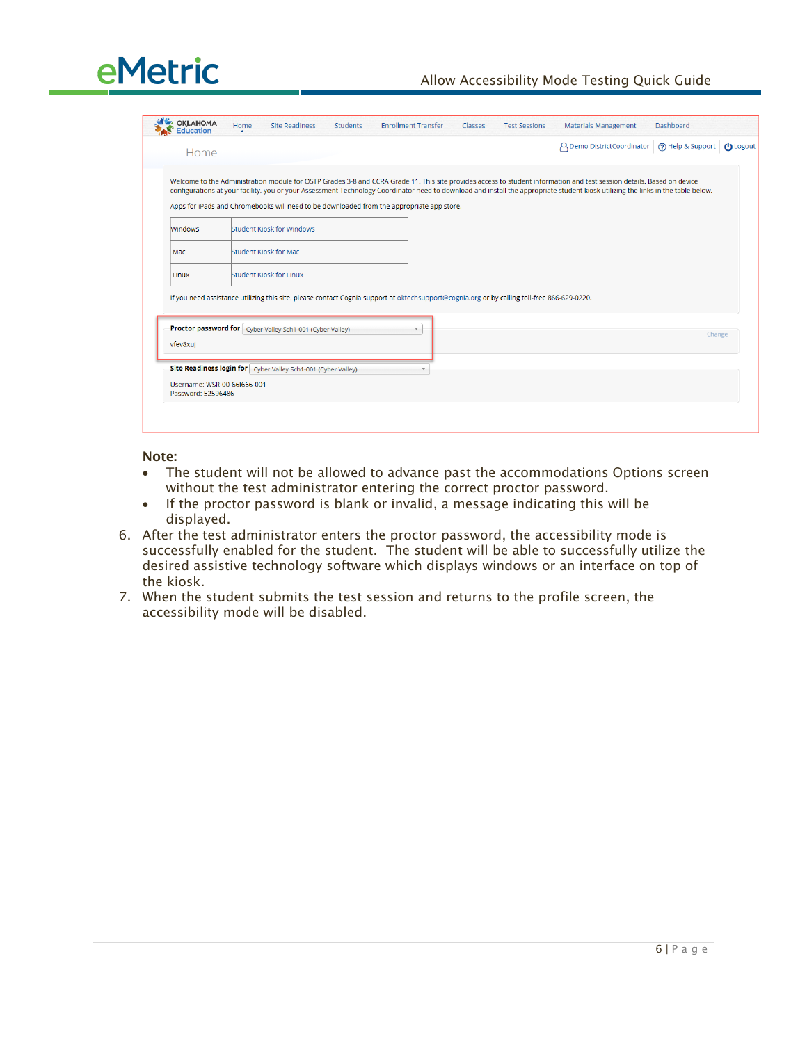Home

Welcome to the Administration module for OSTP Grades 3-8 and CCRA Grade 11. This site provides access to student information and test session details. Based on device configurations at your facility, you or your Assessment Technology Coordinator need to download and install the appropriate student kiosk utilizing the links in the table below.

Apps for iPads and Chromebooks will need to be downloaded from the appropriate app store.

| | |
|---|---|
| Windows | Student Kiosk for Windows |
| Mac | Student Kiosk for Mac |
| Linux | Student Kiosk for Linux |

If you need assistance utilizing this site, please contact Cognia support at oktechsupport@cognia.org or by calling toll-free 866-629-0220.

**Proctor password for** Cyber Valley Sch1-001 (Cyber Valley)

vfev8xuj

**Site Readiness login for** Cyber Valley Sch1-001 (Cyber Valley)

Username: WSR-00-661666-001
Password: 52596486

**Note:**

- The student will not be allowed to advance past the accommodations Options screen without the test administrator entering the correct proctor password.
- If the proctor password is blank or invalid, a message indicating this will be displayed.

6. After the test administrator enters the proctor password, the accessibility mode is successfully enabled for the student. The student will be able to successfully utilize the desired assistive technology software which displays windows or an interface on top of the kiosk.
7. When the student submits the test session and returns to the profile screen, the accessibility mode will be disabled.